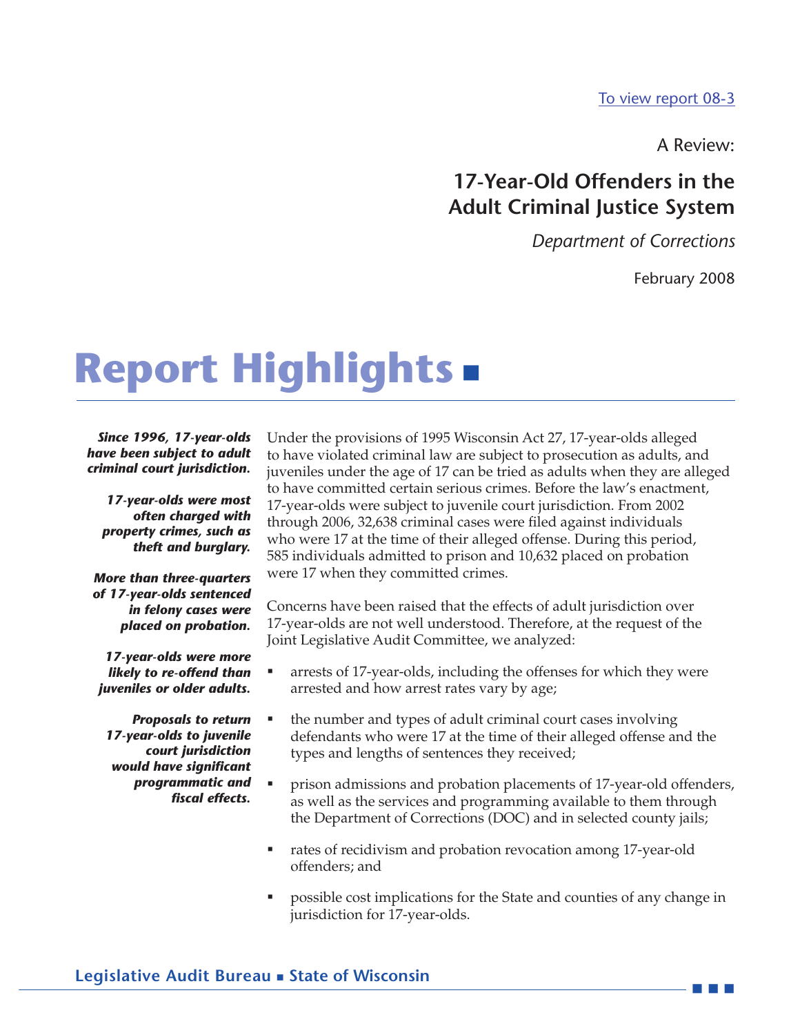[To view report 08-3]

A Review:

## 17-Year-Old Offenders in the Adult Criminal Justice System

*Department of Corrections*

February 2008

# Report Highlights

***Since 1996, 17-year-olds have been subject to adult criminal court jurisdiction.***

***17-year-olds were most often charged with property crimes, such as theft and burglary.***

***More than three-quarters of 17-year-olds sentenced in felony cases were placed on probation.***

***17-year-olds were more likely to re-offend than juveniles or older adults.***

***Proposals to return 17-year-olds to juvenile court jurisdiction would have significant programmatic and fiscal effects.***

Under the provisions of 1995 Wisconsin Act 27, 17-year-olds alleged to have violated criminal law are subject to prosecution as adults, and juveniles under the age of 17 can be tried as adults when they are alleged to have committed certain serious crimes. Before the law's enactment, 17-year-olds were subject to juvenile court jurisdiction. From 2002 through 2006, 32,638 criminal cases were filed against individuals who were 17 at the time of their alleged offense. During this period, 585 individuals admitted to prison and 10,632 placed on probation were 17 when they committed crimes.

Concerns have been raised that the effects of adult jurisdiction over 17-year-olds are not well understood. Therefore, at the request of the Joint Legislative Audit Committee, we analyzed:

- arrests of 17-year-olds, including the offenses for which they were arrested and how arrest rates vary by age;
- the number and types of adult criminal court cases involving defendants who were 17 at the time of their alleged offense and the types and lengths of sentences they received;
- prison admissions and probation placements of 17-year-old offenders, as well as the services and programming available to them through the Department of Corrections (DOC) and in selected county jails;
- rates of recidivism and probation revocation among 17-year-old offenders; and
- possible cost implications for the State and counties of any change in jurisdiction for 17-year-olds.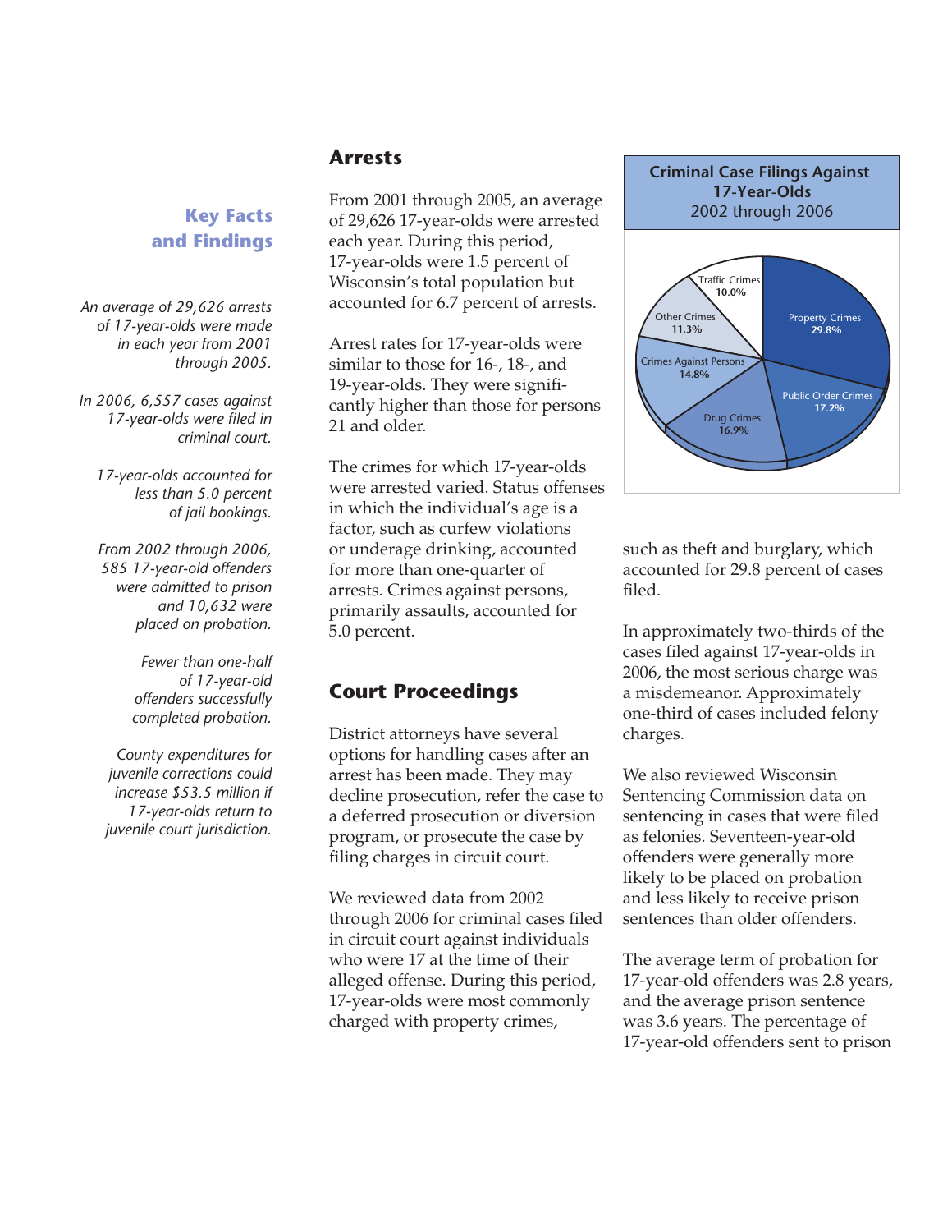## Key Facts and Findings

*An average of 29,626 arrests of 17-year-olds were made in each year from 2001 through 2005.*

*In 2006, 6,557 cases against 17-year-olds were filed in criminal court.*

*17-year-olds accounted for less than 5.0 percent of jail bookings.*

*From 2002 through 2006, 585 17-year-old offenders were admitted to prison and 10,632 were placed on probation.*

*Fewer than one-half of 17-year-old offenders successfully completed probation.*

*County expenditures for juvenile corrections could increase $53.5 million if 17-year-olds return to juvenile court jurisdiction.*

## Arrests

From 2001 through 2005, an average of 29,626 17-year-olds were arrested each year. During this period, 17-year-olds were 1.5 percent of Wisconsin's total population but accounted for 6.7 percent of arrests.

Arrest rates for 17-year-olds were similar to those for 16-, 18-, and 19-year-olds. They were significantly higher than those for persons 21 and older.

The crimes for which 17-year-olds were arrested varied. Status offenses in which the individual's age is a factor, such as curfew violations or underage drinking, accounted for more than one-quarter of arrests. Crimes against persons, primarily assaults, accounted for 5.0 percent.

## Court Proceedings

District attorneys have several options for handling cases after an arrest has been made. They may decline prosecution, refer the case to a deferred prosecution or diversion program, or prosecute the case by filing charges in circuit court.

We reviewed data from 2002 through 2006 for criminal cases filed in circuit court against individuals who were 17 at the time of their alleged offense. During this period, 17-year-olds were most commonly charged with property crimes, such as theft and burglary, which accounted for 29.8 percent of cases filed.

**Criminal Case Filings Against 17-Year-Olds**
2002 through 2006

| Category | Percent |
| --- | --- |
| Property Crimes | 29.8% |
| Public Order Crimes | 17.2% |
| Drug Crimes | 16.9% |
| Crimes Against Persons | 14.8% |
| Other Crimes | 11.3% |
| Traffic Crimes | 10.0% |

In approximately two-thirds of the cases filed against 17-year-olds in 2006, the most serious charge was a misdemeanor. Approximately one-third of cases included felony charges.

We also reviewed Wisconsin Sentencing Commission data on sentencing in cases that were filed as felonies. Seventeen-year-old offenders were generally more likely to be placed on probation and less likely to receive prison sentences than older offenders.

The average term of probation for 17-year-old offenders was 2.8 years, and the average prison sentence was 3.6 years. The percentage of 17-year-old offenders sent to prison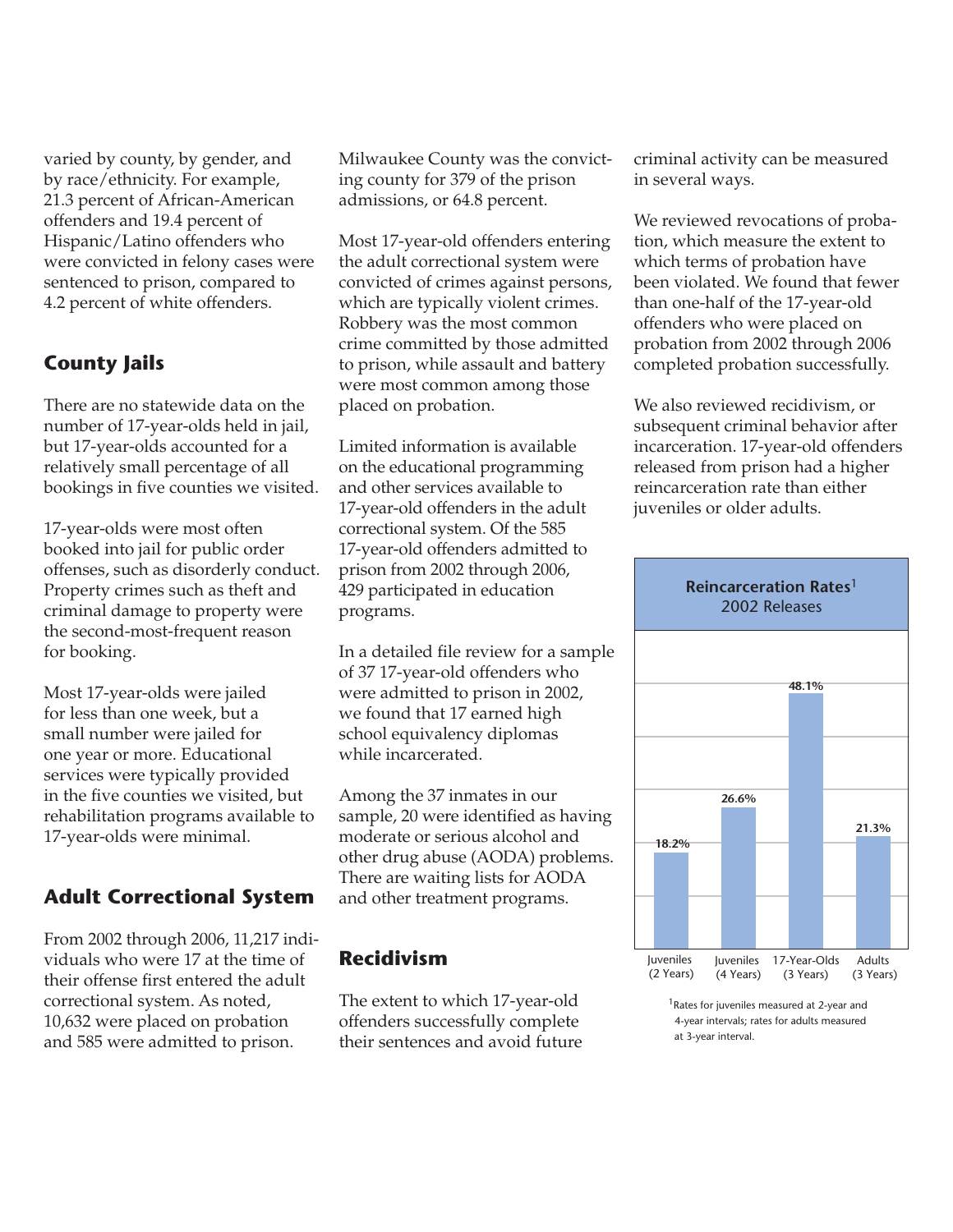varied by county, by gender, and by race/ethnicity. For example, 21.3 percent of African-American offenders and 19.4 percent of Hispanic/Latino offenders who were convicted in felony cases were sentenced to prison, compared to 4.2 percent of white offenders.

## County Jails

There are no statewide data on the number of 17-year-olds held in jail, but 17-year-olds accounted for a relatively small percentage of all bookings in five counties we visited.

17-year-olds were most often booked into jail for public order offenses, such as disorderly conduct. Property crimes such as theft and criminal damage to property were the second-most-frequent reason for booking.

Most 17-year-olds were jailed for less than one week, but a small number were jailed for one year or more. Educational services were typically provided in the five counties we visited, but rehabilitation programs available to 17-year-olds were minimal.

## Adult Correctional System

From 2002 through 2006, 11,217 individuals who were 17 at the time of their offense first entered the adult correctional system. As noted, 10,632 were placed on probation and 585 were admitted to prison. Milwaukee County was the convicting county for 379 of the prison admissions, or 64.8 percent.

Most 17-year-old offenders entering the adult correctional system were convicted of crimes against persons, which are typically violent crimes. Robbery was the most common crime committed by those admitted to prison, while assault and battery were most common among those placed on probation.

Limited information is available on the educational programming and other services available to 17-year-old offenders in the adult correctional system. Of the 585 17-year-old offenders admitted to prison from 2002 through 2006, 429 participated in education programs.

In a detailed file review for a sample of 37 17-year-old offenders who were admitted to prison in 2002, we found that 17 earned high school equivalency diplomas while incarcerated.

Among the 37 inmates in our sample, 20 were identified as having moderate or serious alcohol and other drug abuse (AODA) problems. There are waiting lists for AODA and other treatment programs.

## Recidivism

The extent to which 17-year-old offenders successfully complete their sentences and avoid future criminal activity can be measured in several ways.

We reviewed revocations of probation, which measure the extent to which terms of probation have been violated. We found that fewer than one-half of the 17-year-old offenders who were placed on probation from 2002 through 2006 completed probation successfully.

We also reviewed recidivism, or subsequent criminal behavior after incarceration. 17-year-old offenders released from prison had a higher reincarceration rate than either juveniles or older adults.

**Reincarceration Rates**[1]
2002 Releases

| Juveniles (2 Years) | Juveniles (4 Years) | 17-Year-Olds (3 Years) | Adults (3 Years) |
|---|---|---|---|
| 18.2% | 26.6% | 48.1% | 21.3% |

[1]Rates for juveniles measured at 2-year and 4-year intervals; rates for adults measured at 3-year interval.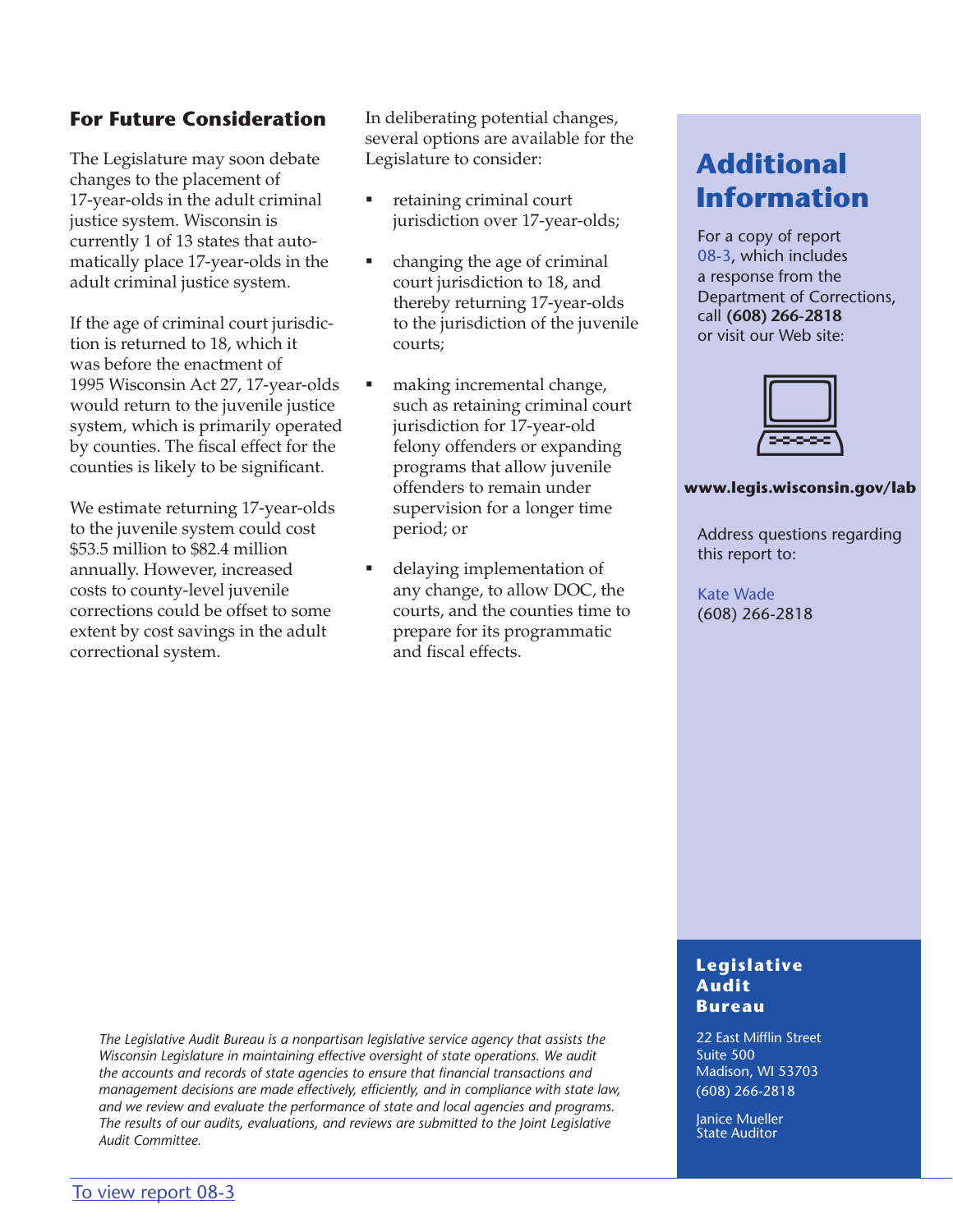## For Future Consideration

The Legislature may soon debate changes to the placement of 17-year-olds in the adult criminal justice system. Wisconsin is currently 1 of 13 states that automatically place 17-year-olds in the adult criminal justice system.

If the age of criminal court jurisdiction is returned to 18, which it was before the enactment of 1995 Wisconsin Act 27, 17-year-olds would return to the juvenile justice system, which is primarily operated by counties. The fiscal effect for the counties is likely to be significant.

We estimate returning 17-year-olds to the juvenile system could cost $53.5 million to $82.4 million annually. However, increased costs to county-level juvenile corrections could be offset to some extent by cost savings in the adult correctional system.

In deliberating potential changes, several options are available for the Legislature to consider:

- retaining criminal court jurisdiction over 17-year-olds;
- changing the age of criminal court jurisdiction to 18, and thereby returning 17-year-olds to the jurisdiction of the juvenile courts;
- making incremental change, such as retaining criminal court jurisdiction for 17-year-old felony offenders or expanding programs that allow juvenile offenders to remain under supervision for a longer time period; or
- delaying implementation of any change, to allow DOC, the courts, and the counties time to prepare for its programmatic and fiscal effects.

## Additional Information

For a copy of report 08-3, which includes a response from the Department of Corrections, call **(608) 266-2818** or visit our Web site:

**www.legis.wisconsin.gov/lab**

Address questions regarding this report to:

Kate Wade
(608) 266-2818

*The Legislative Audit Bureau is a nonpartisan legislative service agency that assists the Wisconsin Legislature in maintaining effective oversight of state operations. We audit the accounts and records of state agencies to ensure that financial transactions and management decisions are made effectively, efficiently, and in compliance with state law, and we review and evaluate the performance of state and local agencies and programs. The results of our audits, evaluations, and reviews are submitted to the Joint Legislative Audit Committee.*

**Legislative Audit Bureau**

22 East Mifflin Street
Suite 500
Madison, WI 53703
(608) 266-2818

Janice Mueller
State Auditor

To view report 08-3